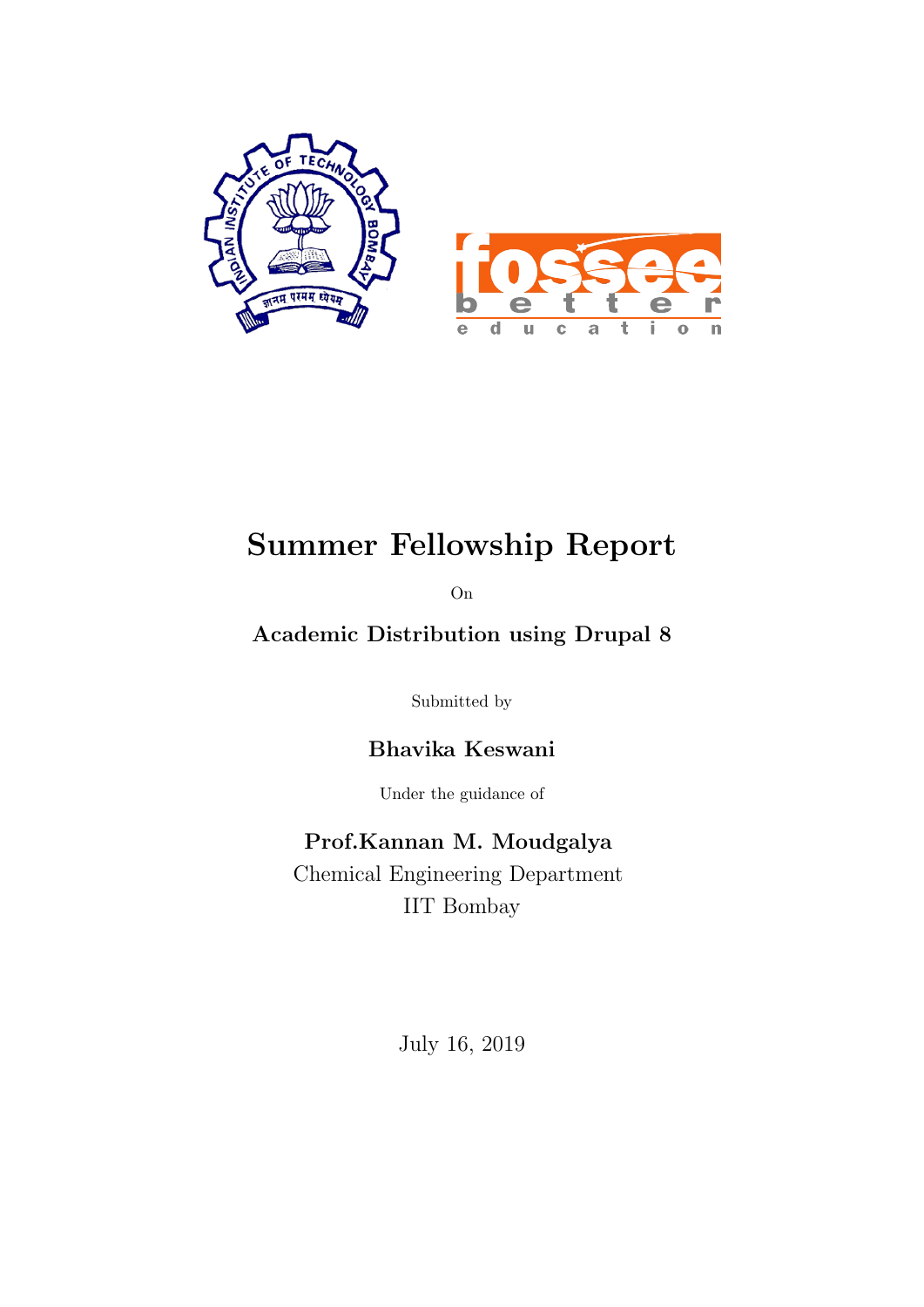# Summer Fellowship Report

On

**Academic Distribution using Drupal 8**

Submitted by

**Bhavika Keswani**

Under the guidance of

**Prof.Kannan M. Moudgalya**

Chemical Engineering Department

IIT Bombay

July 16, 2019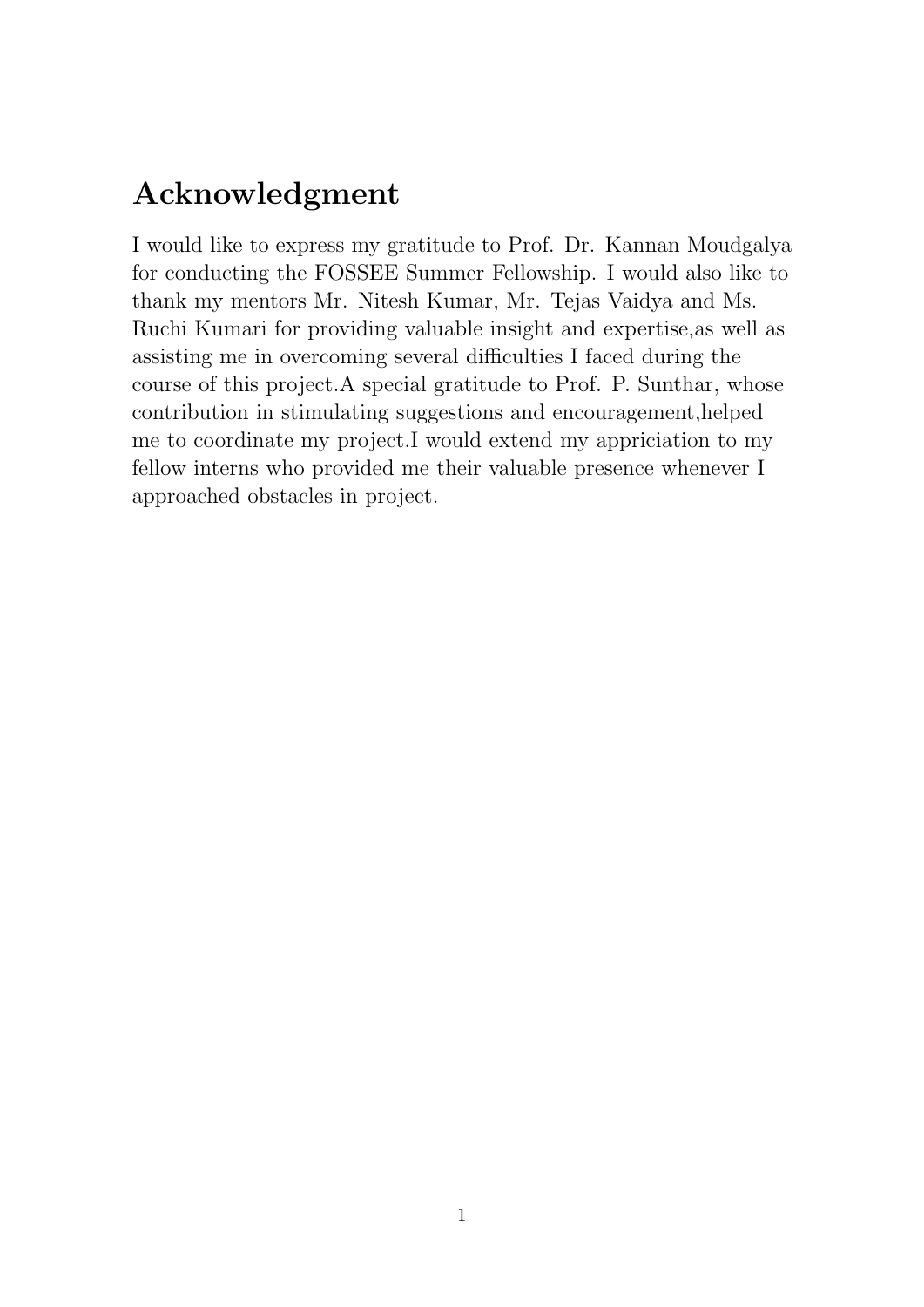# Acknowledgment

I would like to express my gratitude to Prof. Dr. Kannan Moudgalya for conducting the FOSSEE Summer Fellowship. I would also like to thank my mentors Mr. Nitesh Kumar, Mr. Tejas Vaidya and Ms. Ruchi Kumari for providing valuable insight and expertise,as well as assisting me in overcoming several difficulties I faced during the course of this project.A special gratitude to Prof. P. Sunthar, whose contribution in stimulating suggestions and encouragement,helped me to coordinate my project.I would extend my appriciation to my fellow interns who provided me their valuable presence whenever I approached obstacles in project.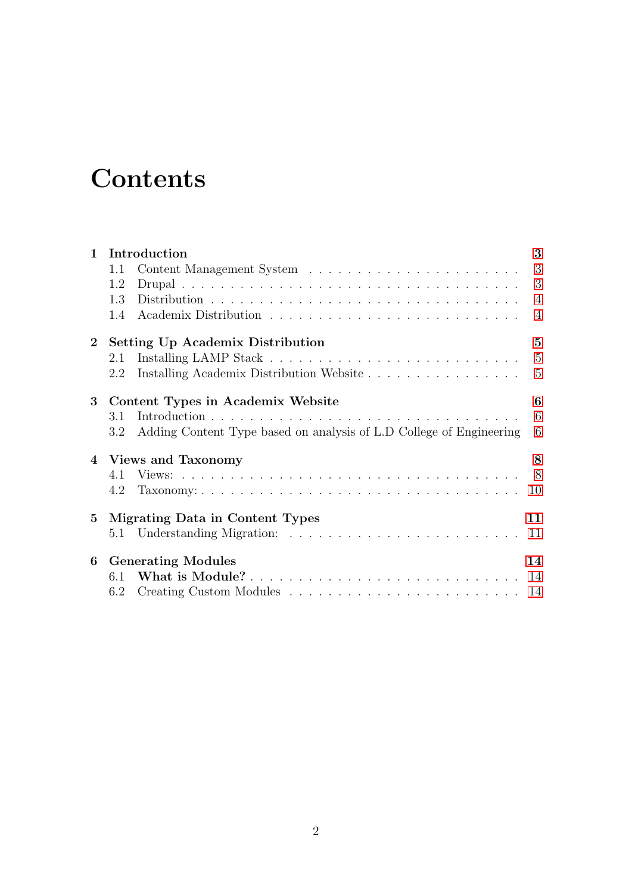# Contents

1 **Introduction** 3
   1.1 Content Management System 3
   1.2 Drupal 3
   1.3 Distribution 4
   1.4 Academix Distribution 4

2 **Setting Up Academix Distribution** 5
   2.1 Installing LAMP Stack 5
   2.2 Installing Academix Distribution Website 5

3 **Content Types in Academix Website** 6
   3.1 Introduction 6
   3.2 Adding Content Type based on analysis of L.D College of Engineering 6

4 **Views and Taxonomy** 8
   4.1 Views: 8
   4.2 Taxonomy: 10

5 **Migrating Data in Content Types** 11
   5.1 Understanding Migration: 11

6 **Generating Modules** 14
   6.1 **What is Module?** 14
   6.2 Creating Custom Modules 14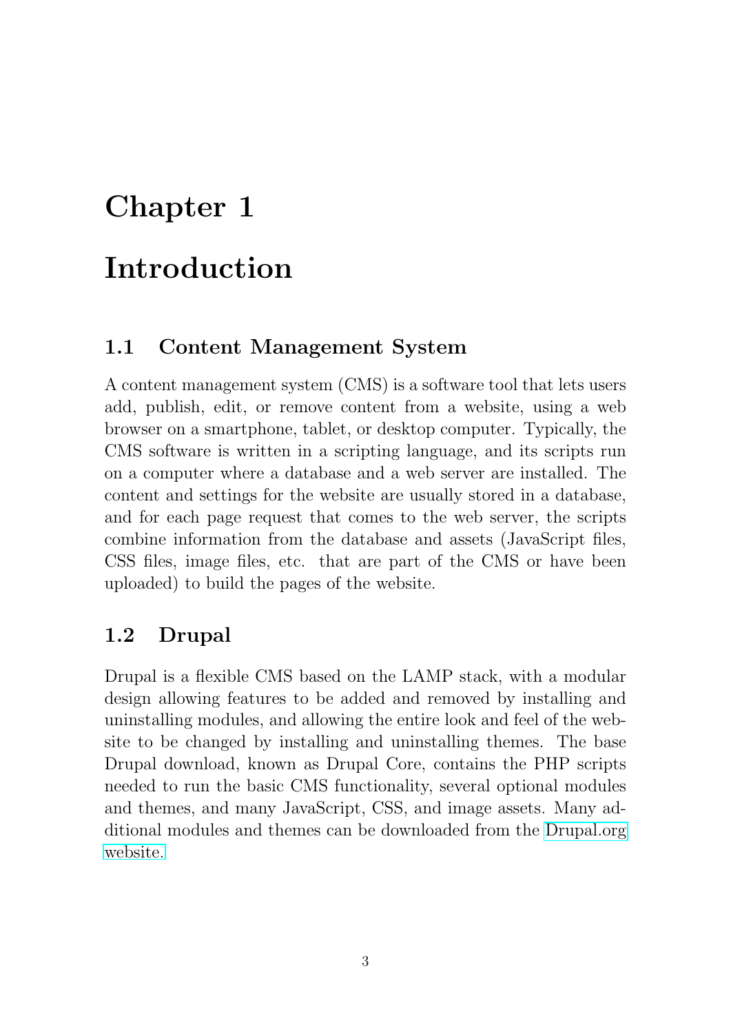# Chapter 1

# Introduction

## 1.1 Content Management System

A content management system (CMS) is a software tool that lets users add, publish, edit, or remove content from a website, using a web browser on a smartphone, tablet, or desktop computer. Typically, the CMS software is written in a scripting language, and its scripts run on a computer where a database and a web server are installed. The content and settings for the website are usually stored in a database, and for each page request that comes to the web server, the scripts combine information from the database and assets (JavaScript files, CSS files, image files, etc. that are part of the CMS or have been uploaded) to build the pages of the website.

## 1.2 Drupal

Drupal is a flexible CMS based on the LAMP stack, with a modular design allowing features to be added and removed by installing and uninstalling modules, and allowing the entire look and feel of the website to be changed by installing and uninstalling themes. The base Drupal download, known as Drupal Core, contains the PHP scripts needed to run the basic CMS functionality, several optional modules and themes, and many JavaScript, CSS, and image assets. Many additional modules and themes can be downloaded from the Drupal.org website.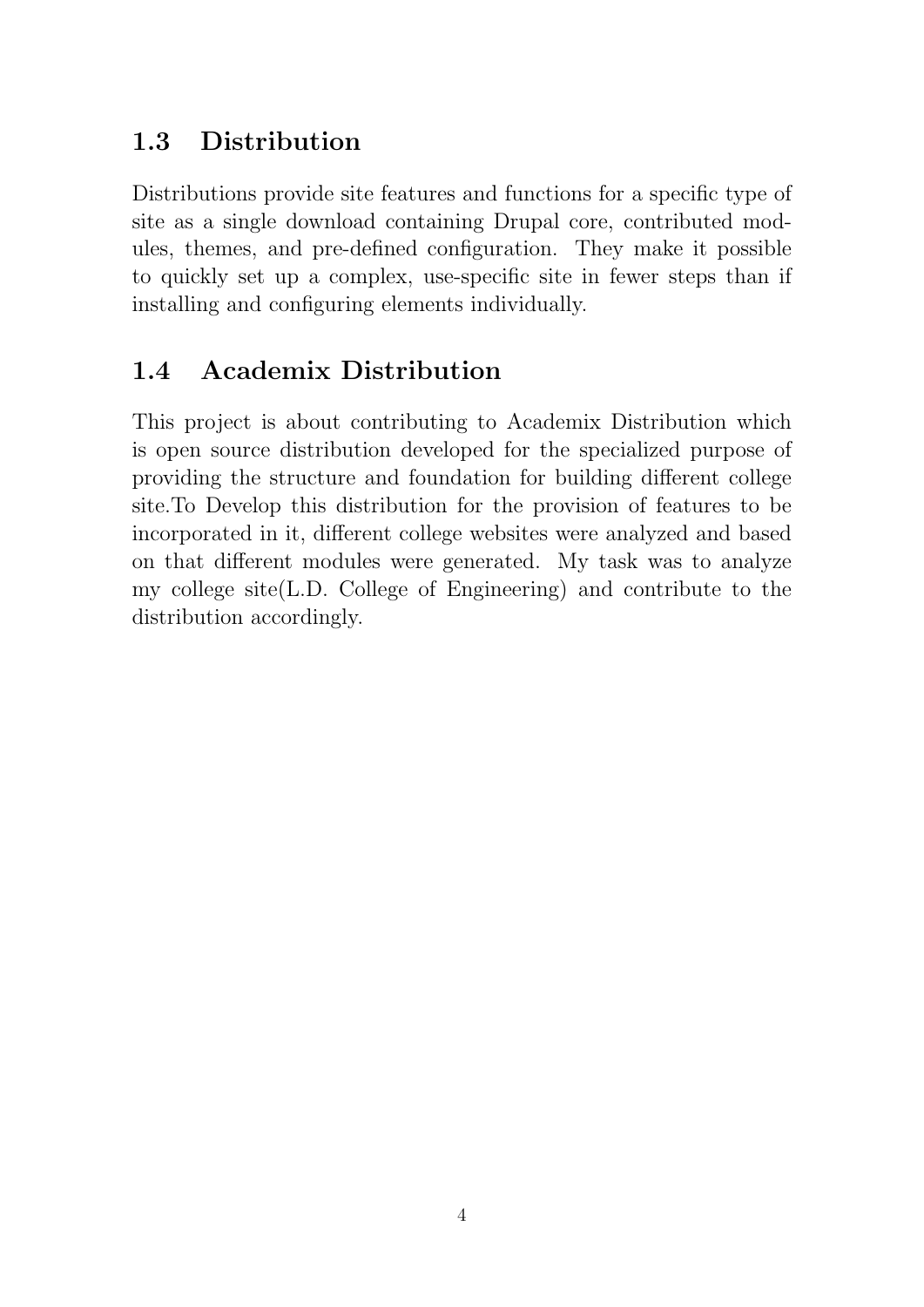## 1.3 Distribution

Distributions provide site features and functions for a specific type of site as a single download containing Drupal core, contributed modules, themes, and pre-defined configuration. They make it possible to quickly set up a complex, use-specific site in fewer steps than if installing and configuring elements individually.

## 1.4 Academix Distribution

This project is about contributing to Academix Distribution which is open source distribution developed for the specialized purpose of providing the structure and foundation for building different college site.To Develop this distribution for the provision of features to be incorporated in it, different college websites were analyzed and based on that different modules were generated. My task was to analyze my college site(L.D. College of Engineering) and contribute to the distribution accordingly.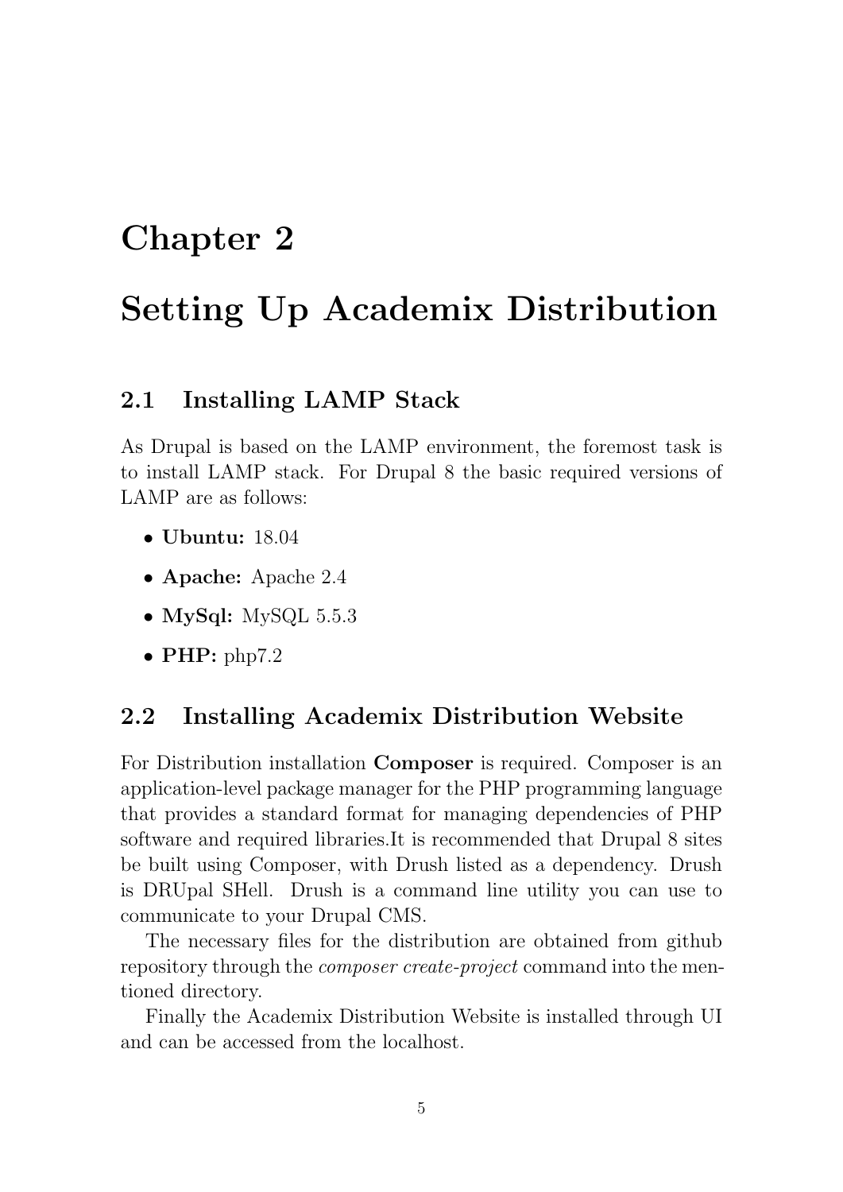# Chapter 2

# Setting Up Academix Distribution

## 2.1 Installing LAMP Stack

As Drupal is based on the LAMP environment, the foremost task is to install LAMP stack. For Drupal 8 the basic required versions of LAMP are as follows:

- **Ubuntu:** 18.04
- **Apache:** Apache 2.4
- **MySql:** MySQL 5.5.3
- **PHP:** php7.2

## 2.2 Installing Academix Distribution Website

For Distribution installation **Composer** is required. Composer is an application-level package manager for the PHP programming language that provides a standard format for managing dependencies of PHP software and required libraries.It is recommended that Drupal 8 sites be built using Composer, with Drush listed as a dependency. Drush is DRUpal SHell. Drush is a command line utility you can use to communicate to your Drupal CMS.

The necessary files for the distribution are obtained from github repository through the *composer create-project* command into the mentioned directory.

Finally the Academix Distribution Website is installed through UI and can be accessed from the localhost.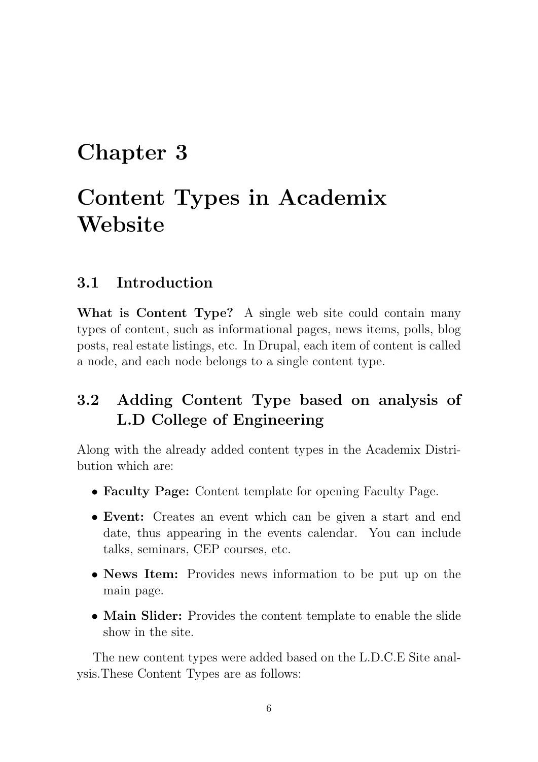# Chapter 3

# Content Types in Academix Website

## 3.1 Introduction

**What is Content Type?** A single web site could contain many types of content, such as informational pages, news items, polls, blog posts, real estate listings, etc. In Drupal, each item of content is called a node, and each node belongs to a single content type.

## 3.2 Adding Content Type based on analysis of L.D College of Engineering

Along with the already added content types in the Academix Distribution which are:

- **Faculty Page:** Content template for opening Faculty Page.
- **Event:** Creates an event which can be given a start and end date, thus appearing in the events calendar. You can include talks, seminars, CEP courses, etc.
- **News Item:** Provides news information to be put up on the main page.
- **Main Slider:** Provides the content template to enable the slide show in the site.

The new content types were added based on the L.D.C.E Site analysis.These Content Types are as follows: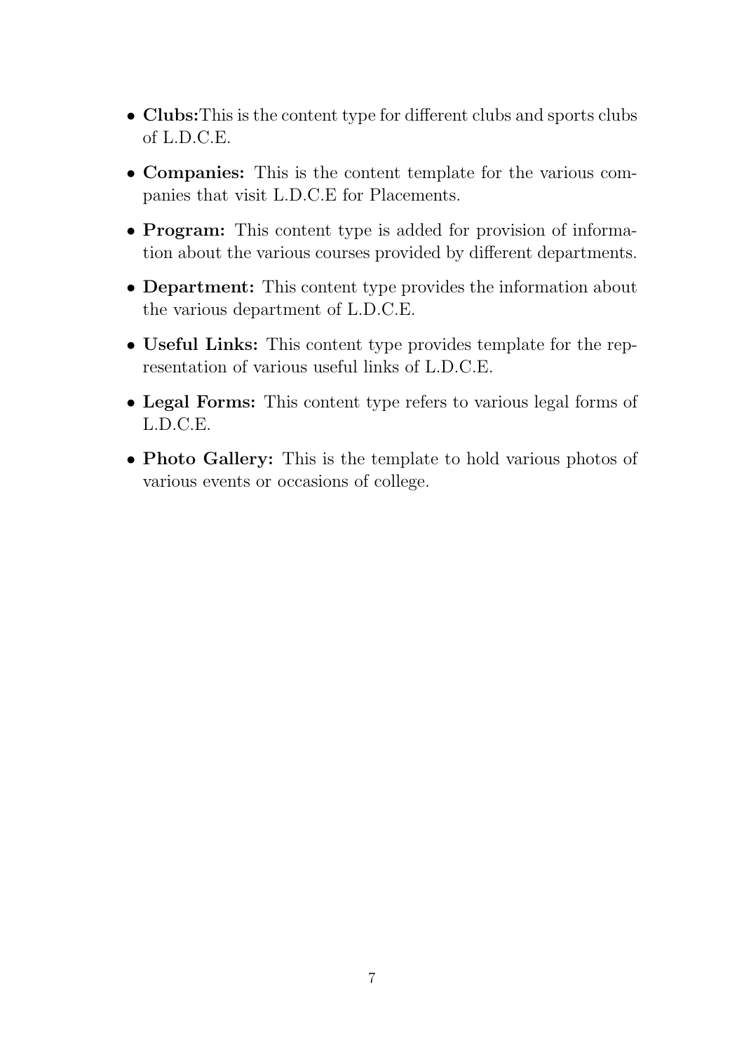- **Clubs:**This is the content type for different clubs and sports clubs of L.D.C.E.
- **Companies:** This is the content template for the various companies that visit L.D.C.E for Placements.
- **Program:** This content type is added for provision of information about the various courses provided by different departments.
- **Department:** This content type provides the information about the various department of L.D.C.E.
- **Useful Links:** This content type provides template for the representation of various useful links of L.D.C.E.
- **Legal Forms:** This content type refers to various legal forms of L.D.C.E.
- **Photo Gallery:** This is the template to hold various photos of various events or occasions of college.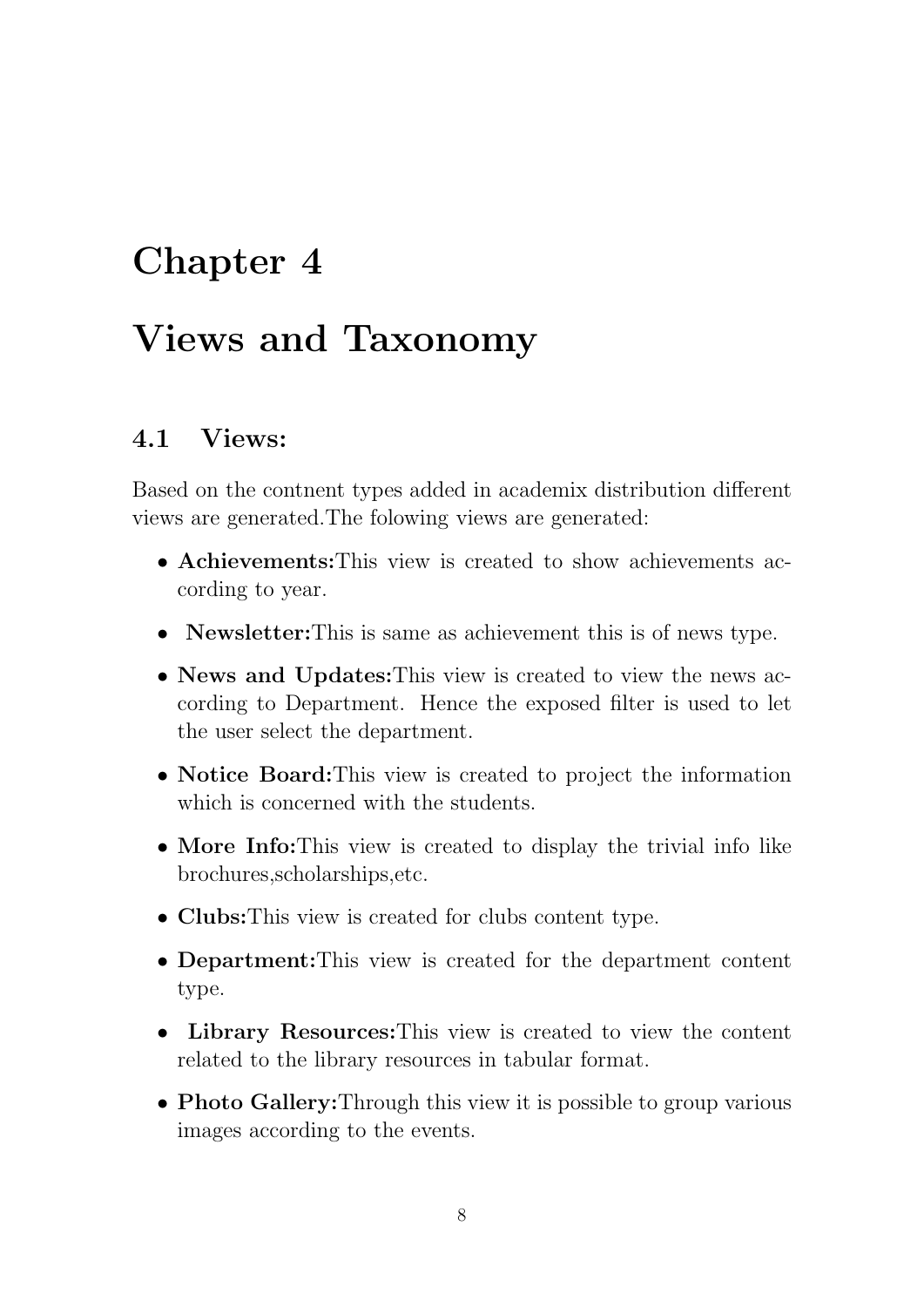# Chapter 4

# Views and Taxonomy

## 4.1 Views:

Based on the contnent types added in academix distribution different views are generated.The folowing views are generated:

- **Achievements:**This view is created to show achievements according to year.
- **Newsletter:**This is same as achievement this is of news type.
- **News and Updates:**This view is created to view the news according to Department. Hence the exposed filter is used to let the user select the department.
- **Notice Board:**This view is created to project the information which is concerned with the students.
- **More Info:**This view is created to display the trivial info like brochures,scholarships,etc.
- **Clubs:**This view is created for clubs content type.
- **Department:**This view is created for the department content type.
- **Library Resources:**This view is created to view the content related to the library resources in tabular format.
- **Photo Gallery:**Through this view it is possible to group various images according to the events.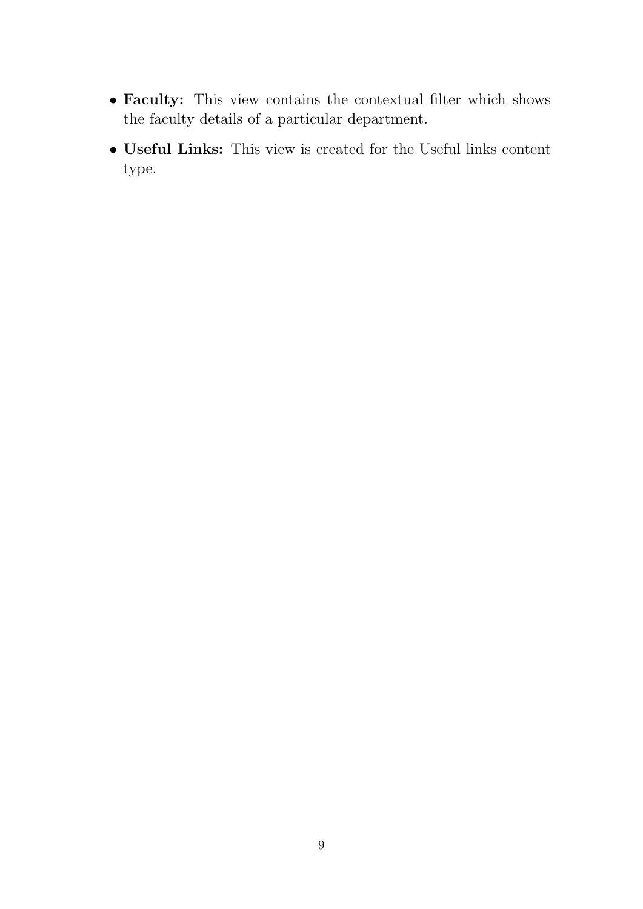- **Faculty:** This view contains the contextual filter which shows the faculty details of a particular department.
- **Useful Links:** This view is created for the Useful links content type.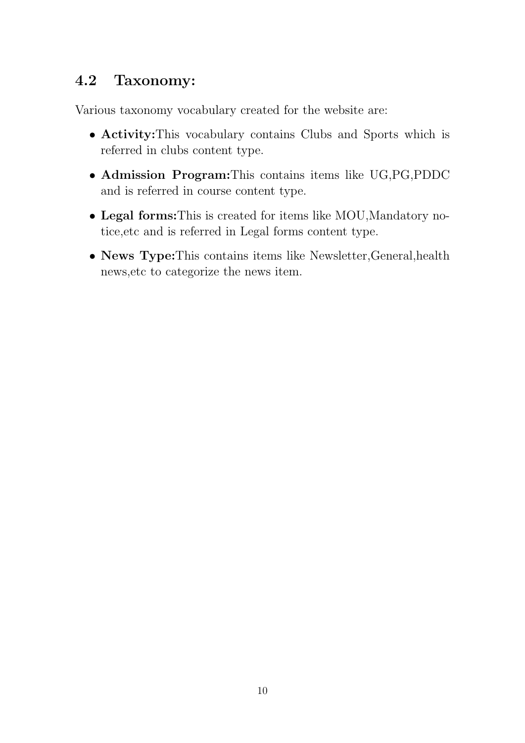## 4.2 Taxonomy:

Various taxonomy vocabulary created for the website are:

- **Activity:**This vocabulary contains Clubs and Sports which is referred in clubs content type.
- **Admission Program:**This contains items like UG,PG,PDDC and is referred in course content type.
- **Legal forms:**This is created for items like MOU,Mandatory notice,etc and is referred in Legal forms content type.
- **News Type:**This contains items like Newsletter,General,health news,etc to categorize the news item.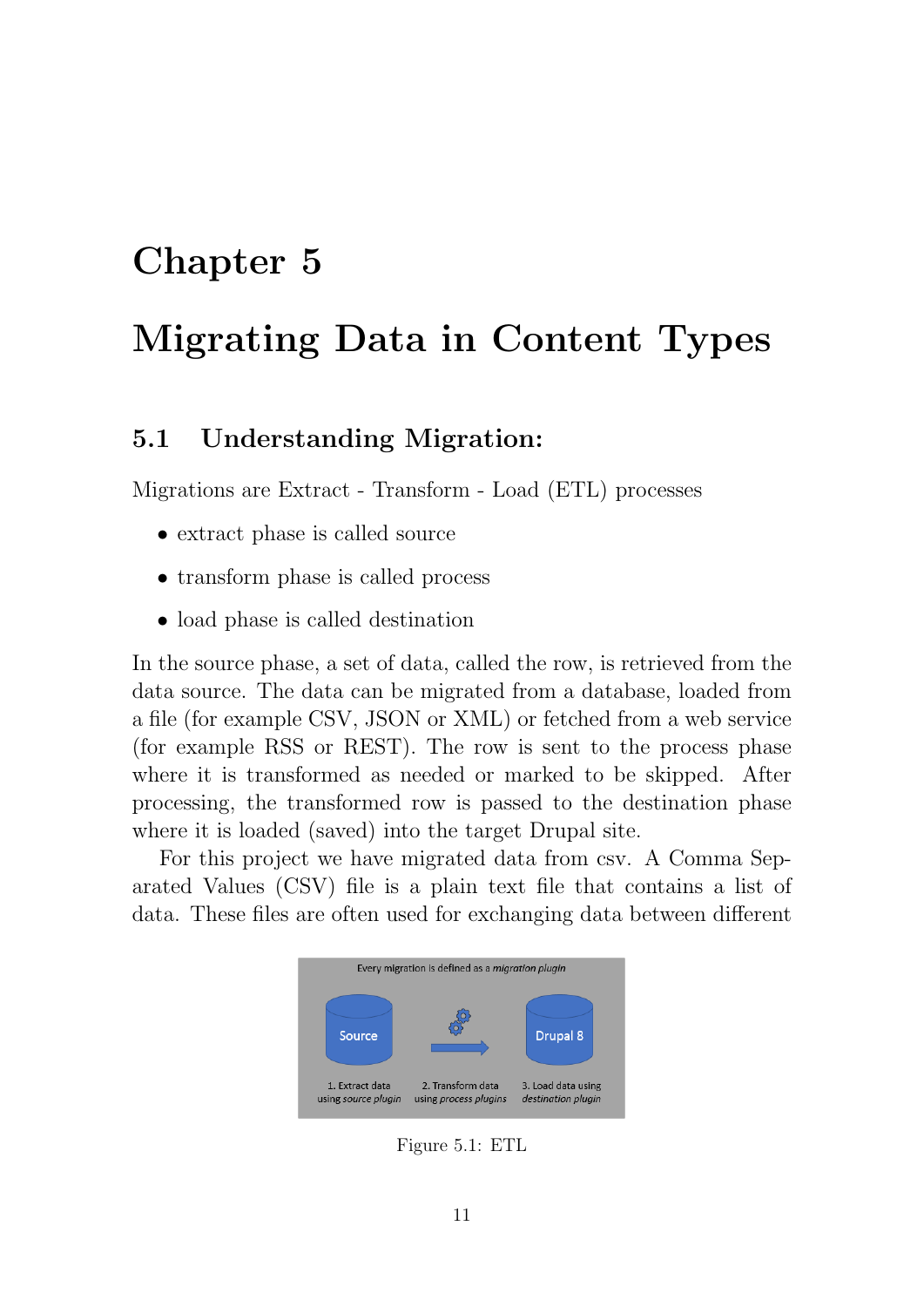# Chapter 5

# Migrating Data in Content Types

## 5.1 Understanding Migration:

Migrations are Extract - Transform - Load (ETL) processes

- extract phase is called source
- transform phase is called process
- load phase is called destination

In the source phase, a set of data, called the row, is retrieved from the data source. The data can be migrated from a database, loaded from a file (for example CSV, JSON or XML) or fetched from a web service (for example RSS or REST). The row is sent to the process phase where it is transformed as needed or marked to be skipped. After processing, the transformed row is passed to the destination phase where it is loaded (saved) into the target Drupal site.

For this project we have migrated data from csv. A Comma Separated Values (CSV) file is a plain text file that contains a list of data. These files are often used for exchanging data between different

Every migration is defined as a *migration plugin*

Source — 1. Extract data using *source plugin*

2. Transform data using *process plugins*

Drupal 8 — 3. Load data using *destination plugin*

Figure 5.1: ETL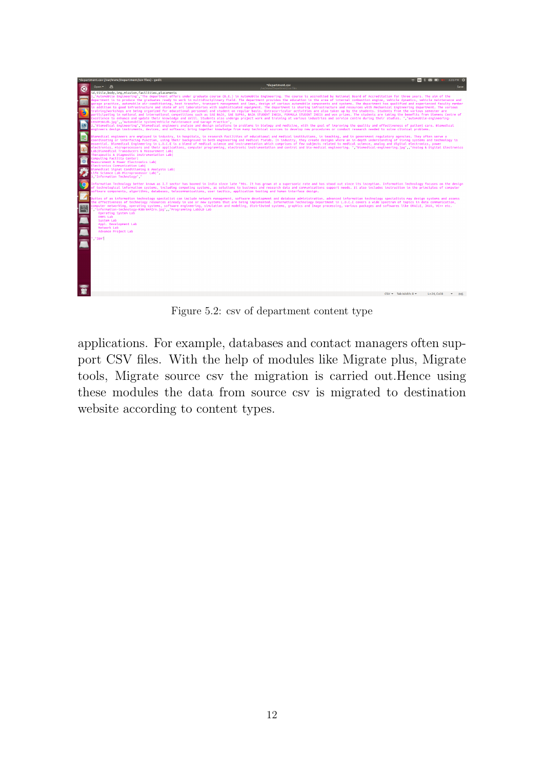Figure 5.2: csv of department content type

applications. For example, databases and contact managers often support CSV files. With the help of modules like Migrate plus, Migrate tools, Migrate source csv the migration is carried out.Hence using these modules the data from source csv is migrated to destination website according to content types.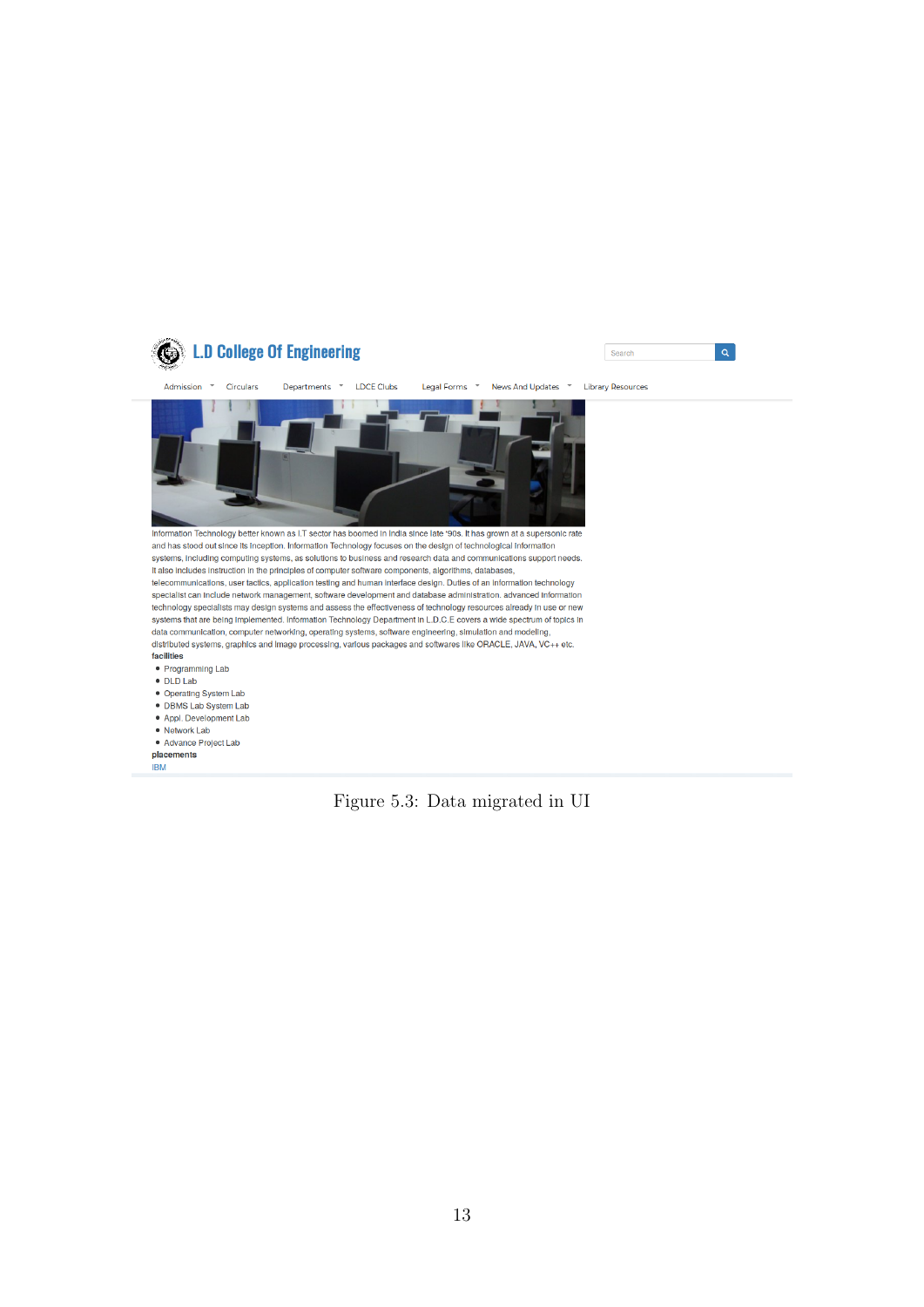L.D College Of Engineering

Search

Admission Circulars Departments LDCE Clubs Legal Forms News And Updates Library Resources

Information Technology better known as I.T sector has boomed in India since late '90s. It has grown at a supersonic rate and has stood out since its inception. Information Technology focuses on the design of technological information systems, including computing systems, as solutions to business and research data and communications support needs. It also includes instruction in the principles of computer software components, algorithms, databases, telecommunications, user tactics, application testing and human interface design. Duties of an information technology specialist can include network management, software development and database administration. advanced information technology specialists may design systems and assess the effectiveness of technology resources already in use or new systems that are being implemented. Information Technology Department in L.D.C.E covers a wide spectrum of topics in data communication, computer networking, operating systems, software engineering, simulation and modeling, distributed systems, graphics and image processing, various packages and softwares like ORACLE, JAVA, VC++ etc.

**facilities**

- Programming Lab
- DLD Lab
- Operating System Lab
- DBMS Lab System Lab
- Appl. Development Lab
- Network Lab
- Advance Project Lab

**placements**

IBM

Figure 5.3: Data migrated in UI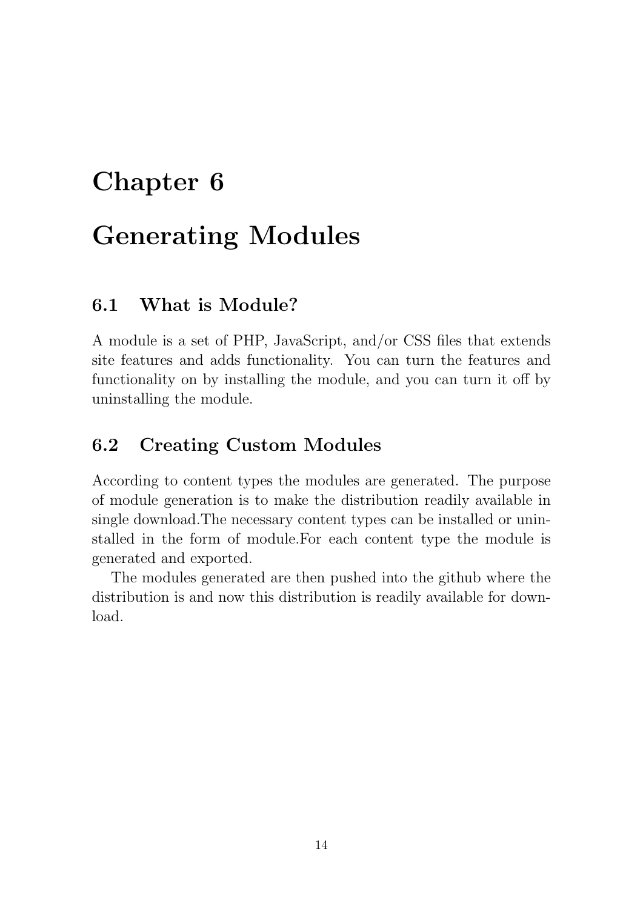# Chapter 6

# Generating Modules

## 6.1 What is Module?

A module is a set of PHP, JavaScript, and/or CSS files that extends site features and adds functionality. You can turn the features and functionality on by installing the module, and you can turn it off by uninstalling the module.

## 6.2 Creating Custom Modules

According to content types the modules are generated. The purpose of module generation is to make the distribution readily available in single download.The necessary content types can be installed or uninstalled in the form of module.For each content type the module is generated and exported.

The modules generated are then pushed into the github where the distribution is and now this distribution is readily available for download.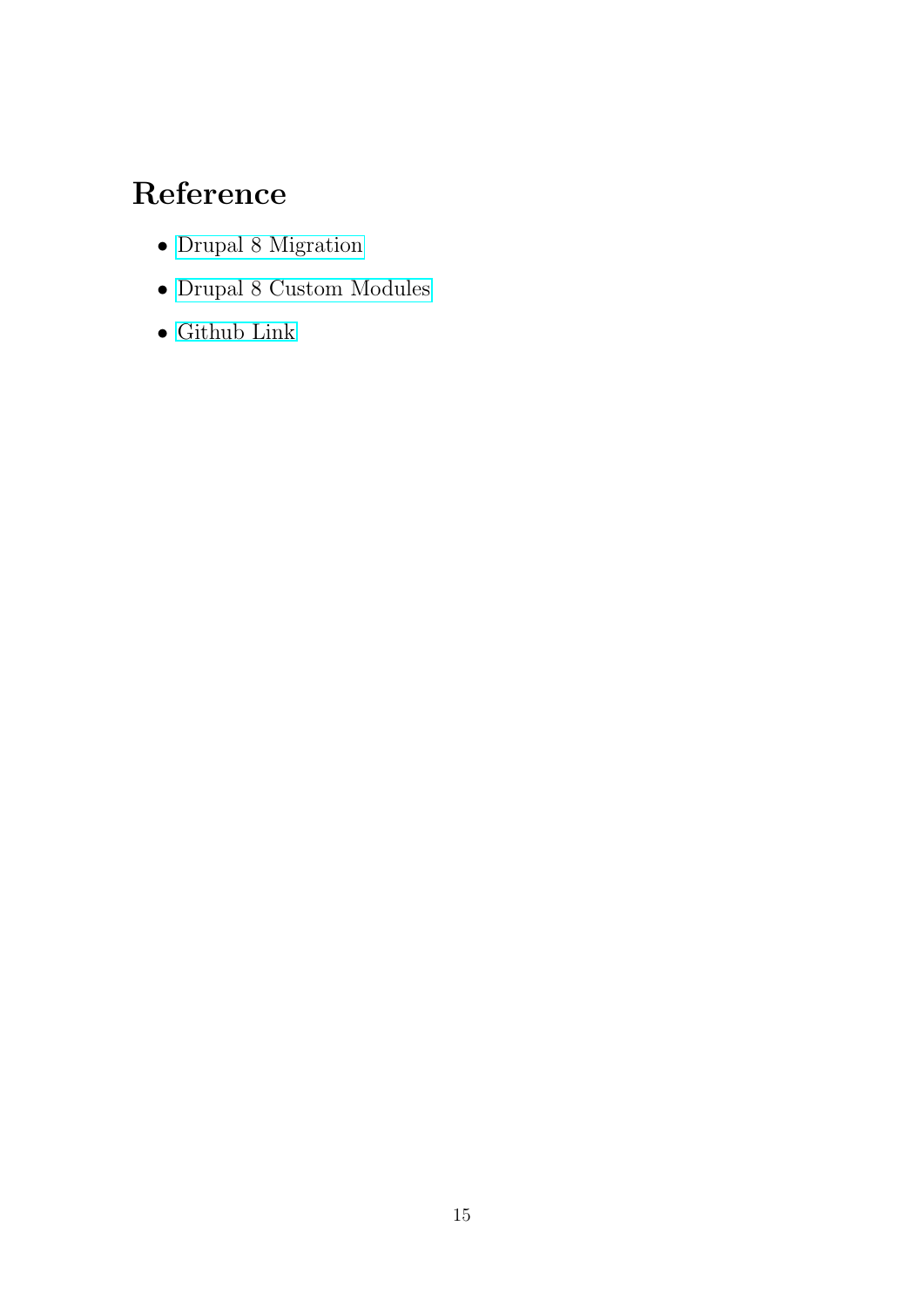# Reference

- Drupal 8 Migration
- Drupal 8 Custom Modules
- Github Link